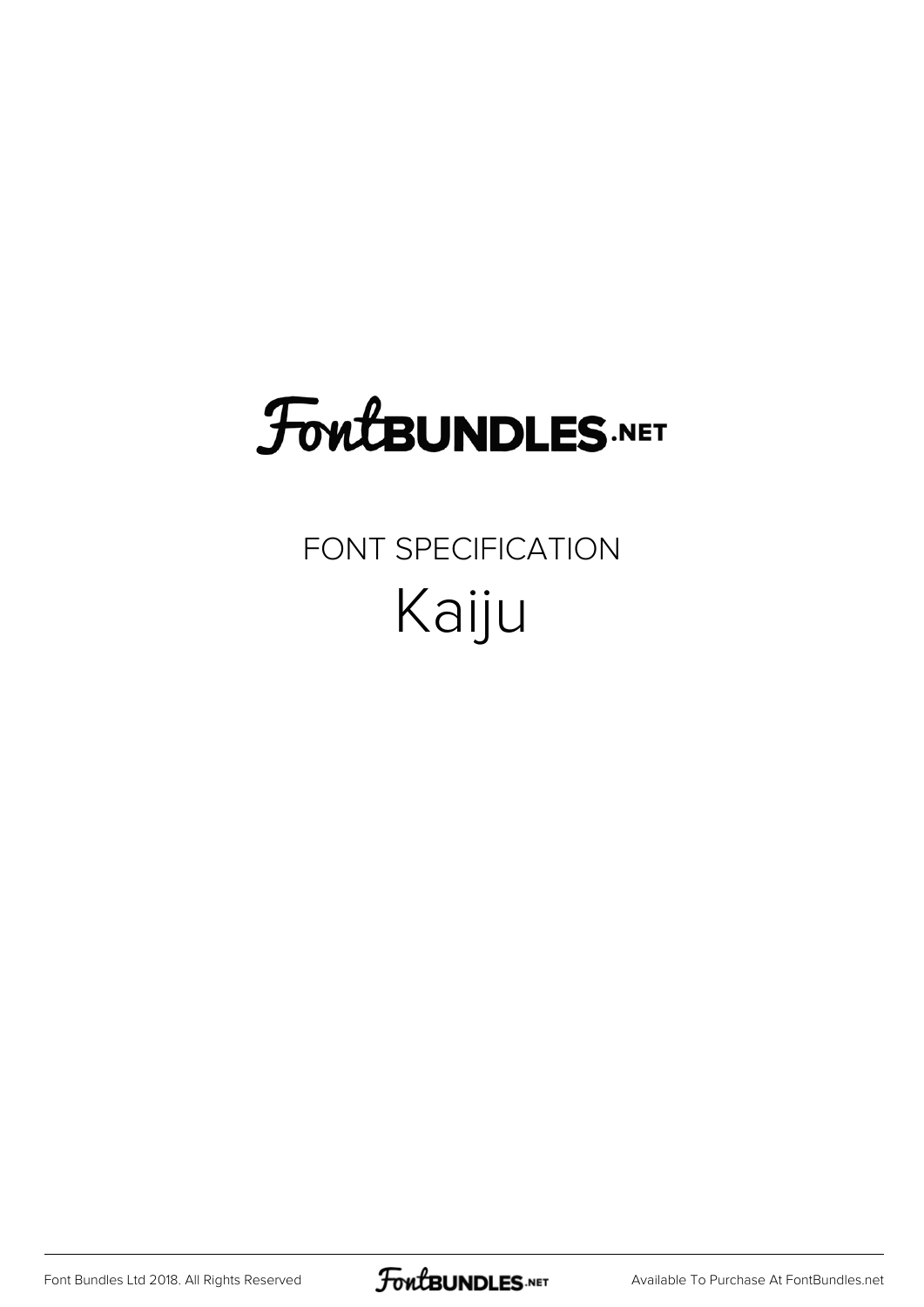# FontBUNDLES.NET

FONT SPECIFICATION

## Kaiju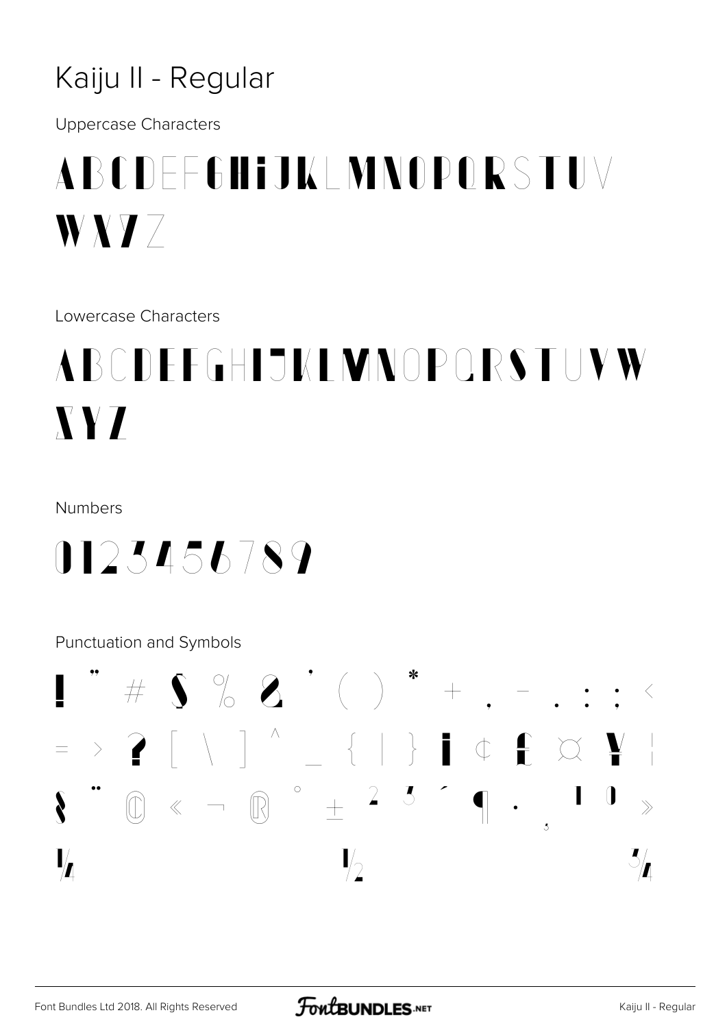# Kaiju II - Regular

Uppercase Characters

ABCDEFGHIJKLMNOPQRSTUV
WXYZ

Lowercase Characters

ABCDEFGHIJKLMNOPQRSTUVW
XYZ

Numbers

0123456789

Punctuation and Symbols

! " # $ % & ' ( ) * + , - . : ; <
= > ? [ \ ] ^ _ { | } ¡ ¢ £ ¤ ¥ ¦
§ ¨ © « ¬ ® ° ± ² ³ ´ ¶ · ¸ ¹ º »
¼ ½ ¾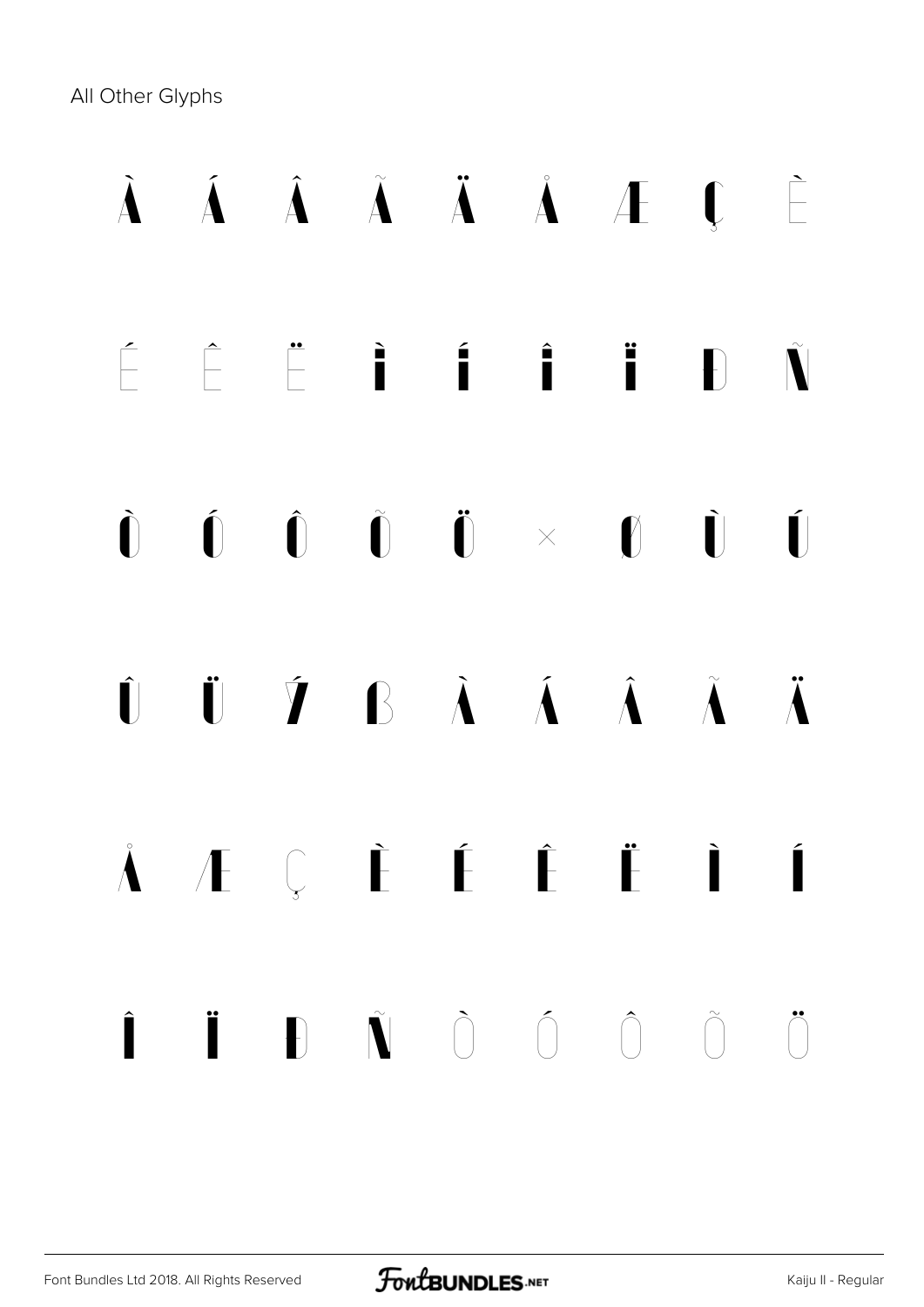All Other Glyphs

À Á Â Ã Ä Å Æ Ç È

É Ê Ë Ì Í Î Ï Ð Ñ

Ò Ó Ô Õ Ö × Ø Ù Ú

Û Ü Ý ß à á â ã ä

å æ ç è é ê ë ì í

î ï ð ñ ò ó ô õ ö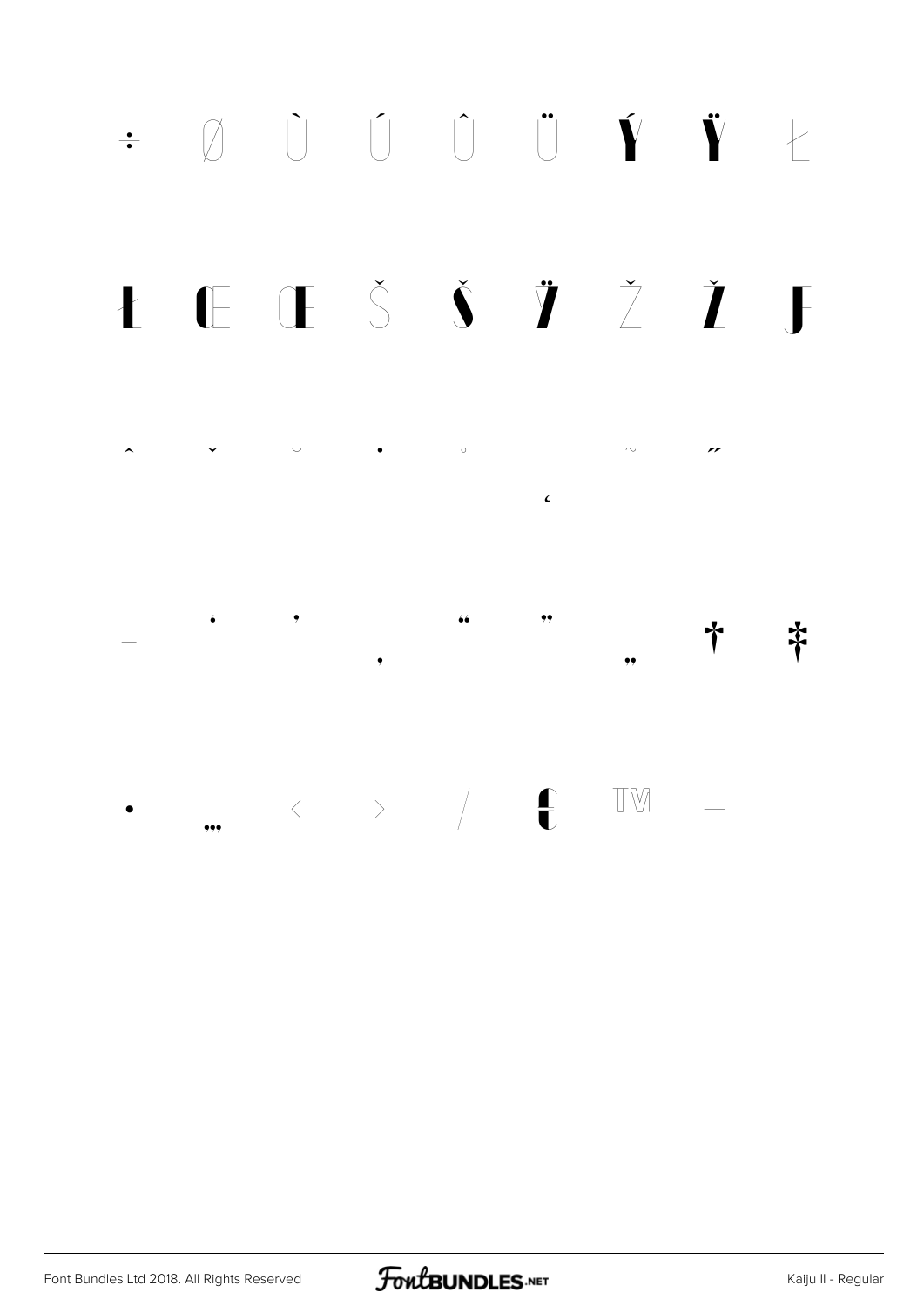÷ Ø Ù Ú Û Ü Ý Ÿ Ł

Ł Œ Œ Š Š Ÿ Ž Ž ƒ

ˆ ˇ ˘ ˙ ˚ ˛ ˜ ˝ –

— ‘ ’ ‚ “ ” „ † ‡

• … ‹ › ⁄ € ™ −